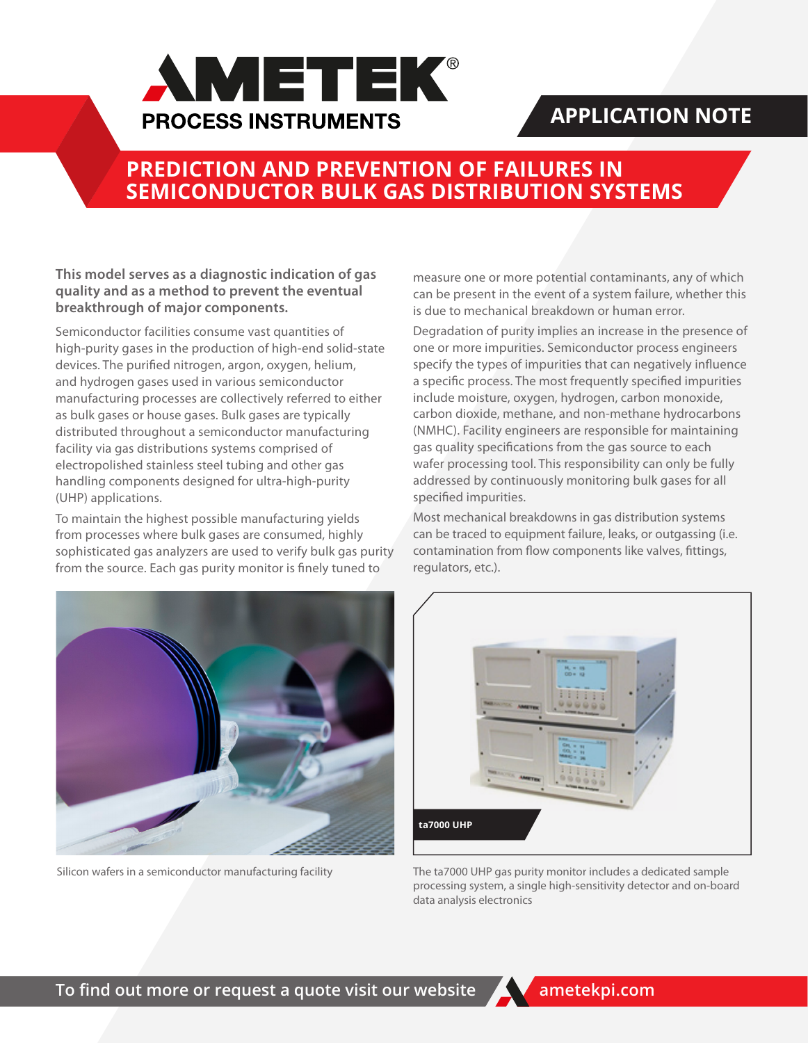APPLICATION NOTE

# PREDICTION AND PREVENTION OF FAILURES IN SEMICONDUCTOR BULK GAS DISTRIBUTION SYSTEMS

**This model serves as a diagnostic indication of gas quality and as a method to prevent the eventual breakthrough of major components.**

Semiconductor facilities consume vast quantities of high-purity gases in the production of high-end solid-state devices. The purified nitrogen, argon, oxygen, helium, and hydrogen gases used in various semiconductor manufacturing processes are collectively referred to either as bulk gases or house gases. Bulk gases are typically distributed throughout a semiconductor manufacturing facility via gas distributions systems comprised of electropolished stainless steel tubing and other gas handling components designed for ultra-high-purity (UHP) applications.

To maintain the highest possible manufacturing yields from processes where bulk gases are consumed, highly sophisticated gas analyzers are used to verify bulk gas purity from the source. Each gas purity monitor is finely tuned to measure one or more potential contaminants, any of which can be present in the event of a system failure, whether this is due to mechanical breakdown or human error.

Degradation of purity implies an increase in the presence of one or more impurities. Semiconductor process engineers specify the types of impurities that can negatively influence a specific process. The most frequently specified impurities include moisture, oxygen, hydrogen, carbon monoxide, carbon dioxide, methane, and non-methane hydrocarbons (NMHC). Facility engineers are responsible for maintaining gas quality specifications from the gas source to each wafer processing tool. This responsibility can only be fully addressed by continuously monitoring bulk gases for all specified impurities.

Most mechanical breakdowns in gas distribution systems can be traced to equipment failure, leaks, or outgassing (i.e. contamination from flow components like valves, fittings, regulators, etc.).

Silicon wafers in a semiconductor manufacturing facility

ta7000 UHP

The ta7000 UHP gas purity monitor includes a dedicated sample processing system, a single high-sensitivity detector and on-board data analysis electronics

To find out more or request a quote visit our website ametekpi.com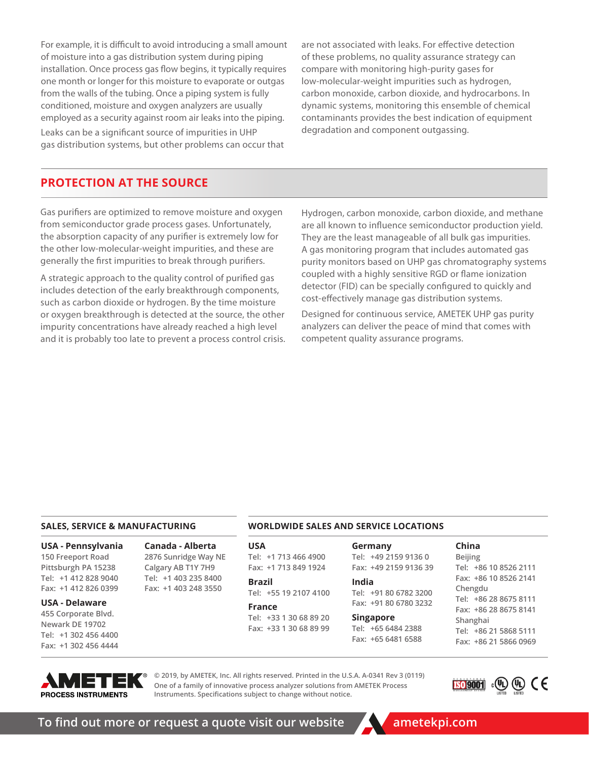For example, it is difficult to avoid introducing a small amount of moisture into a gas distribution system during piping installation. Once process gas flow begins, it typically requires one month or longer for this moisture to evaporate or outgas from the walls of the tubing. Once a piping system is fully conditioned, moisture and oxygen analyzers are usually employed as a security against room air leaks into the piping.

Leaks can be a significant source of impurities in UHP gas distribution systems, but other problems can occur that are not associated with leaks. For effective detection of these problems, no quality assurance strategy can compare with monitoring high-purity gases for low-molecular-weight impurities such as hydrogen, carbon monoxide, carbon dioxide, and hydrocarbons. In dynamic systems, monitoring this ensemble of chemical contaminants provides the best indication of equipment degradation and component outgassing.

## PROTECTION AT THE SOURCE

Gas purifiers are optimized to remove moisture and oxygen from semiconductor grade process gases. Unfortunately, the absorption capacity of any purifier is extremely low for the other low-molecular-weight impurities, and these are generally the first impurities to break through purifiers.

A strategic approach to the quality control of purified gas includes detection of the early breakthrough components, such as carbon dioxide or hydrogen. By the time moisture or oxygen breakthrough is detected at the source, the other impurity concentrations have already reached a high level and it is probably too late to prevent a process control crisis.

Hydrogen, carbon monoxide, carbon dioxide, and methane are all known to influence semiconductor production yield. They are the least manageable of all bulk gas impurities. A gas monitoring program that includes automated gas purity monitors based on UHP gas chromatography systems coupled with a highly sensitive RGD or flame ionization detector (FID) can be specially configured to quickly and cost-effectively manage gas distribution systems.

Designed for continuous service, AMETEK UHP gas purity analyzers can deliver the peace of mind that comes with competent quality assurance programs.

### SALES, SERVICE & MANUFACTURING

**USA - Pennsylvania**
150 Freeport Road
Pittsburgh PA 15238
Tel: +1 412 828 9040
Fax: +1 412 826 0399

**USA - Delaware**
455 Corporate Blvd.
Newark DE 19702
Tel: +1 302 456 4400
Fax: +1 302 456 4444

**Canada - Alberta**
2876 Sunridge Way NE
Calgary AB T1Y 7H9
Tel: +1 403 235 8400
Fax: +1 403 248 3550

### WORLDWIDE SALES AND SERVICE LOCATIONS

**USA**
Tel: +1 713 466 4900
Fax: +1 713 849 1924

**Brazil**
Tel: +55 19 2107 4100

**France**
Tel: +33 1 30 68 89 20
Fax: +33 1 30 68 89 99

**Germany**
Tel: +49 2159 9136 0
Fax: +49 2159 9136 39

**India**
Tel: +91 80 6782 3200
Fax: +91 80 6780 3232

**Singapore**
Tel: +65 6484 2388
Fax: +65 6481 6588

**China**
Beijing
Tel: +86 10 8526 2111
Fax: +86 10 8526 2141
Chengdu
Tel: +86 28 8675 8111
Fax: +86 28 8675 8141
Shanghai
Tel: +86 21 5868 5111
Fax: +86 21 5866 0969

AMETEK® PROCESS INSTRUMENTS

© 2019, by AMETEK, Inc. All rights reserved. Printed in the U.S.A. A-0341 Rev 3 (0119)
One of a family of innovative process analyzer solutions from AMETEK Process Instruments. Specifications subject to change without notice.

To find out more or request a quote visit our website ametekpi.com